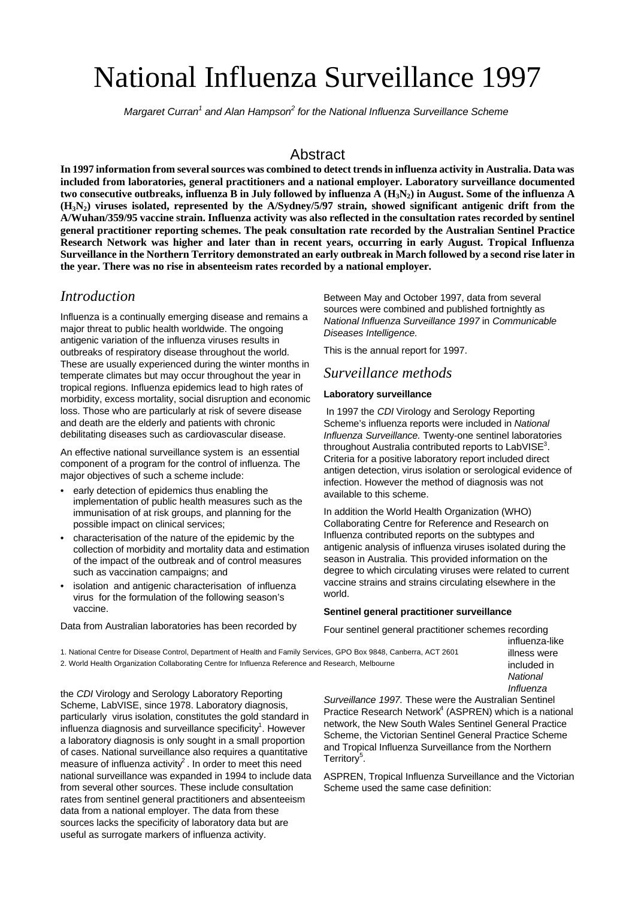# National Influenza Surveillance 1997

*Margaret Curran[1] and Alan Hampson[2] for the National Influenza Surveillance Scheme*

## Abstract

**In 1997 information from several sources was combined to detect trends in influenza activity in Australia. Data was included from laboratories, general practitioners and a national employer. Laboratory surveillance documented two consecutive outbreaks, influenza B in July followed by influenza A ($H_3N_2$) in August. Some of the influenza A ($H_3N_2$) viruses isolated, represented by the A/Sydney/5/97 strain, showed significant antigenic drift from the A/Wuhan/359/95 vaccine strain. Influenza activity was also reflected in the consultation rates recorded by sentinel general practitioner reporting schemes. The peak consultation rate recorded by the Australian Sentinel Practice Research Network was higher and later than in recent years, occurring in early August. Tropical Influenza Surveillance in the Northern Territory demonstrated an early outbreak in March followed by a second rise later in the year. There was no rise in absenteeism rates recorded by a national employer.**

## *Introduction*

Influenza is a continually emerging disease and remains a major threat to public health worldwide. The ongoing antigenic variation of the influenza viruses results in outbreaks of respiratory disease throughout the world. These are usually experienced during the winter months in temperate climates but may occur throughout the year in tropical regions. Influenza epidemics lead to high rates of morbidity, excess mortality, social disruption and economic loss. Those who are particularly at risk of severe disease and death are the elderly and patients with chronic debilitating diseases such as cardiovascular disease.

An effective national surveillance system is an essential component of a program for the control of influenza. The major objectives of such a scheme include:

- early detection of epidemics thus enabling the implementation of public health measures such as the immunisation of at risk groups, and planning for the possible impact on clinical services;
- characterisation of the nature of the epidemic by the collection of morbidity and mortality data and estimation of the impact of the outbreak and of control measures such as vaccination campaigns; and
- isolation and antigenic characterisation of influenza virus for the formulation of the following season's vaccine.

Data from Australian laboratories has been recorded by the *CDI* Virology and Serology Laboratory Reporting Scheme, LabVISE, since 1978. Laboratory diagnosis, particularly virus isolation, constitutes the gold standard in influenza diagnosis and surveillance specificity[1]. However a laboratory diagnosis is only sought in a small proportion of cases. National surveillance also requires a quantitative measure of influenza activity[2]. In order to meet this need national surveillance was expanded in 1994 to include data from several other sources. These include consultation rates from sentinel general practitioners and absenteeism data from a national employer. The data from these sources lacks the specificity of laboratory data but are useful as surrogate markers of influenza activity.

Between May and October 1997, data from several sources were combined and published fortnightly as *National Influenza Surveillance 1997* in *Communicable Diseases Intelligence*.

This is the annual report for 1997.

## *Surveillance methods*

### Laboratory surveillance

In 1997 the *CDI* Virology and Serology Reporting Scheme's influenza reports were included in *National Influenza Surveillance.* Twenty-one sentinel laboratories throughout Australia contributed reports to LabVISE[3]. Criteria for a positive laboratory report included direct antigen detection, virus isolation or serological evidence of infection. However the method of diagnosis was not available to this scheme.

In addition the World Health Organization (WHO) Collaborating Centre for Reference and Research on Influenza contributed reports on the subtypes and antigenic analysis of influenza viruses isolated during the season in Australia. This provided information on the degree to which circulating viruses were related to current vaccine strains and strains circulating elsewhere in the world.

### Sentinel general practitioner surveillance

Four sentinel general practitioner schemes recording influenza-like illness were included in *National Influenza Surveillance 1997.* These were the Australian Sentinel Practice Research Network[4] (ASPREN) which is a national network, the New South Wales Sentinel General Practice Scheme, the Victorian Sentinel General Practice Scheme and Tropical Influenza Surveillance from the Northern Territory[5].

ASPREN, Tropical Influenza Surveillance and the Victorian Scheme used the same case definition:

1. National Centre for Disease Control, Department of Health and Family Services, GPO Box 9848, Canberra, ACT 2601
2. World Health Organization Collaborating Centre for Influenza Reference and Research, Melbourne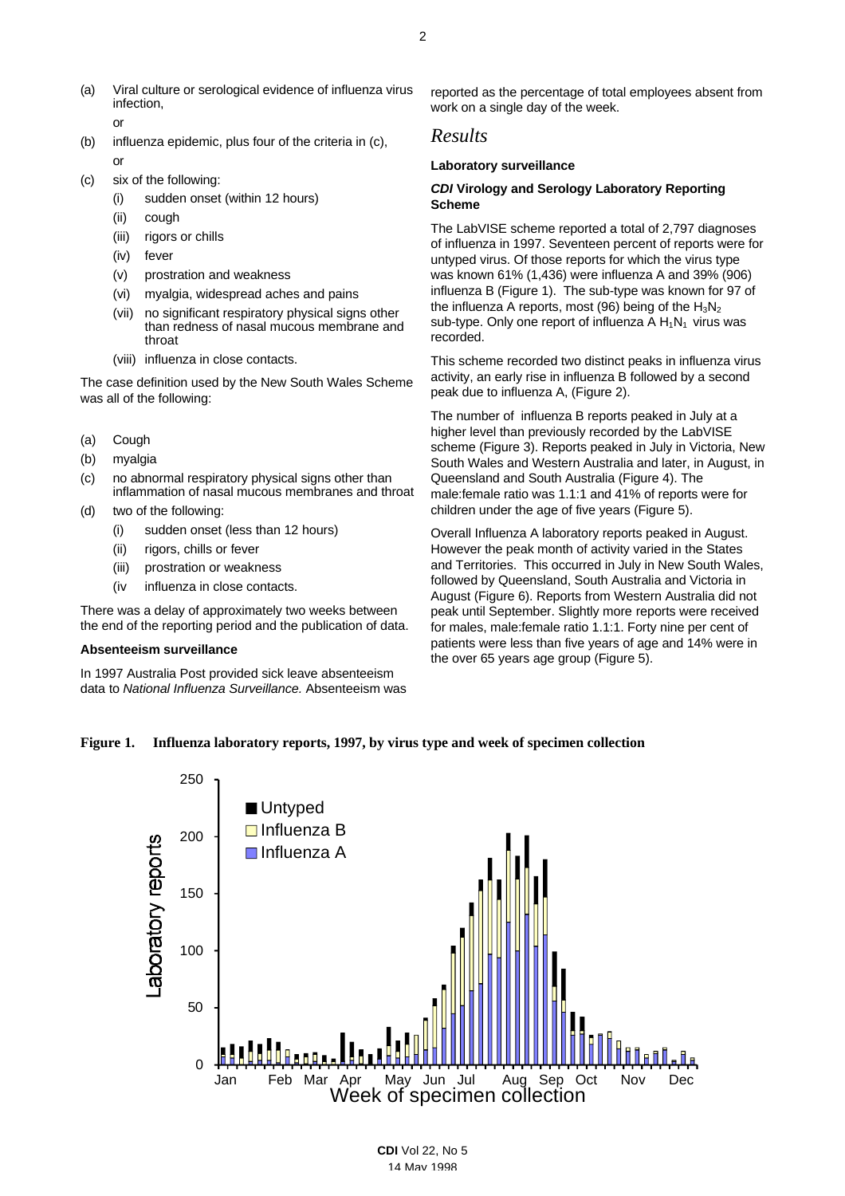(a) Viral culture or serological evidence of influenza virus infection,

or

(b) influenza epidemic, plus four of the criteria in (c),

or

(c) six of the following:
   - (i) sudden onset (within 12 hours)
   - (ii) cough
   - (iii) rigors or chills
   - (iv) fever
   - (v) prostration and weakness
   - (vi) myalgia, widespread aches and pains
   - (vii) no significant respiratory physical signs other than redness of nasal mucous membrane and throat
   - (viii) influenza in close contacts.

The case definition used by the New South Wales Scheme was all of the following:

(a) Cough

(b) myalgia

(c) no abnormal respiratory physical signs other than inflammation of nasal mucous membranes and throat

(d) two of the following:
   - (i) sudden onset (less than 12 hours)
   - (ii) rigors, chills or fever
   - (iii) prostration or weakness
   - (iv influenza in close contacts.

There was a delay of approximately two weeks between the end of the reporting period and the publication of data.

**Absenteeism surveillance**

In 1997 Australia Post provided sick leave absenteeism data to *National Influenza Surveillance.* Absenteeism was reported as the percentage of total employees absent from work on a single day of the week.

## *Results*

**Laboratory surveillance**

***CDI* Virology and Serology Laboratory Reporting Scheme**

The LabVISE scheme reported a total of 2,797 diagnoses of influenza in 1997. Seventeen percent of reports were for untyped virus. Of those reports for which the virus type was known 61% (1,436) were influenza A and 39% (906) influenza B (Figure 1). The sub-type was known for 97 of the influenza A reports, most (96) being of the $H_3N_2$ sub-type. Only one report of influenza A $H_1N_1$ virus was recorded.

This scheme recorded two distinct peaks in influenza virus activity, an early rise in influenza B followed by a second peak due to influenza A, (Figure 2).

The number of influenza B reports peaked in July at a higher level than previously recorded by the LabVISE scheme (Figure 3). Reports peaked in July in Victoria, New South Wales and Western Australia and later, in August, in Queensland and South Australia (Figure 4). The male:female ratio was 1.1:1 and 41% of reports were for children under the age of five years (Figure 5).

Overall Influenza A laboratory reports peaked in August. However the peak month of activity varied in the States and Territories. This occurred in July in New South Wales, followed by Queensland, South Australia and Victoria in August (Figure 6). Reports from Western Australia did not peak until September. Slightly more reports were received for males, male:female ratio 1.1:1. Forty nine per cent of patients were less than five years of age and 14% were in the over 65 years age group (Figure 5).

**Figure 1. Influenza laboratory reports, 1997, by virus type and week of specimen collection**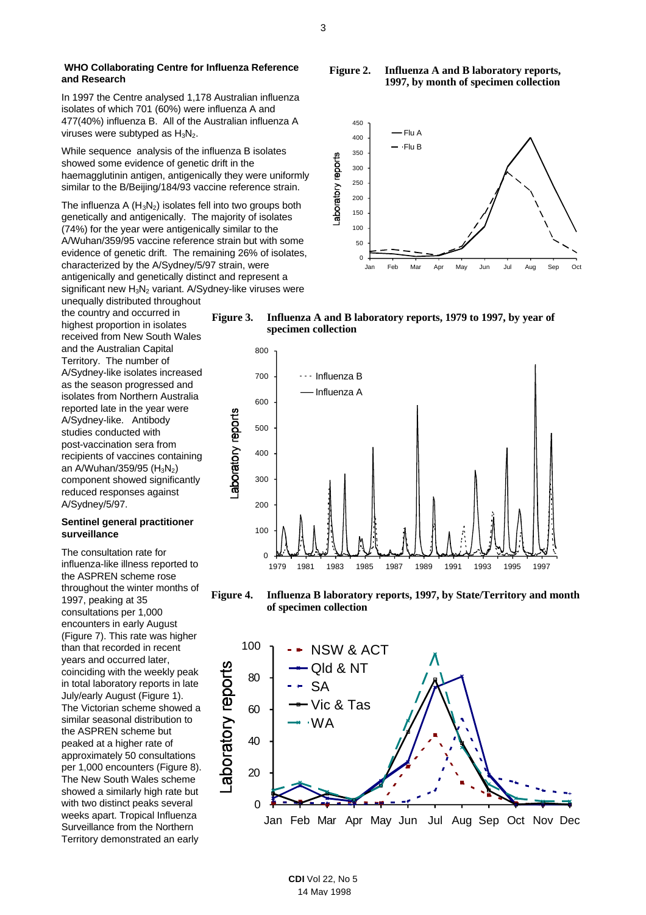**WHO Collaborating Centre for Influenza Reference and Research**

In 1997 the Centre analysed 1,178 Australian influenza isolates of which 701 (60%) were influenza A and 477(40%) influenza B. All of the Australian influenza A viruses were subtyped as $H_3N_2$.

While sequence analysis of the influenza B isolates showed some evidence of genetic drift in the haemagglutinin antigen, antigenically they were uniformly similar to the B/Beijing/184/93 vaccine reference strain.

The influenza A ($H_3N_2$) isolates fell into two groups both genetically and antigenically. The majority of isolates (74%) for the year were antigenically similar to the A/Wuhan/359/95 vaccine reference strain but with some evidence of genetic drift. The remaining 26% of isolates, characterized by the A/Sydney/5/97 strain, were antigenically and genetically distinct and represent a significant new $H_3N_2$ variant. A/Sydney-like viruses were unequally distributed throughout the country and occurred in highest proportion in isolates received from New South Wales and the Australian Capital Territory. The number of A/Sydney-like isolates increased as the season progressed and isolates from Northern Australia reported late in the year were A/Sydney-like. Antibody studies conducted with post-vaccination sera from recipients of vaccines containing an A/Wuhan/359/95 ($H_3N_2$) component showed significantly reduced responses against A/Sydney/5/97.

**Sentinel general practitioner surveillance**

The consultation rate for influenza-like illness reported to the ASPREN scheme rose throughout the winter months of 1997, peaking at 35 consultations per 1,000 encounters in early August (Figure 7). This rate was higher than that recorded in recent years and occurred later, coinciding with the weekly peak in total laboratory reports in late July/early August (Figure 1). The Victorian scheme showed a similar seasonal distribution to the ASPREN scheme but peaked at a higher rate of approximately 50 consultations per 1,000 encounters (Figure 8). The New South Wales scheme showed a similarly high rate but with two distinct peaks several weeks apart. Tropical Influenza Surveillance from the Northern Territory demonstrated an early

**Figure 2. Influenza A and B laboratory reports, 1997, by month of specimen collection**

**Figure 3. Influenza A and B laboratory reports, 1979 to 1997, by year of specimen collection**

**Figure 4. Influenza B laboratory reports, 1997, by State/Territory and month of specimen collection**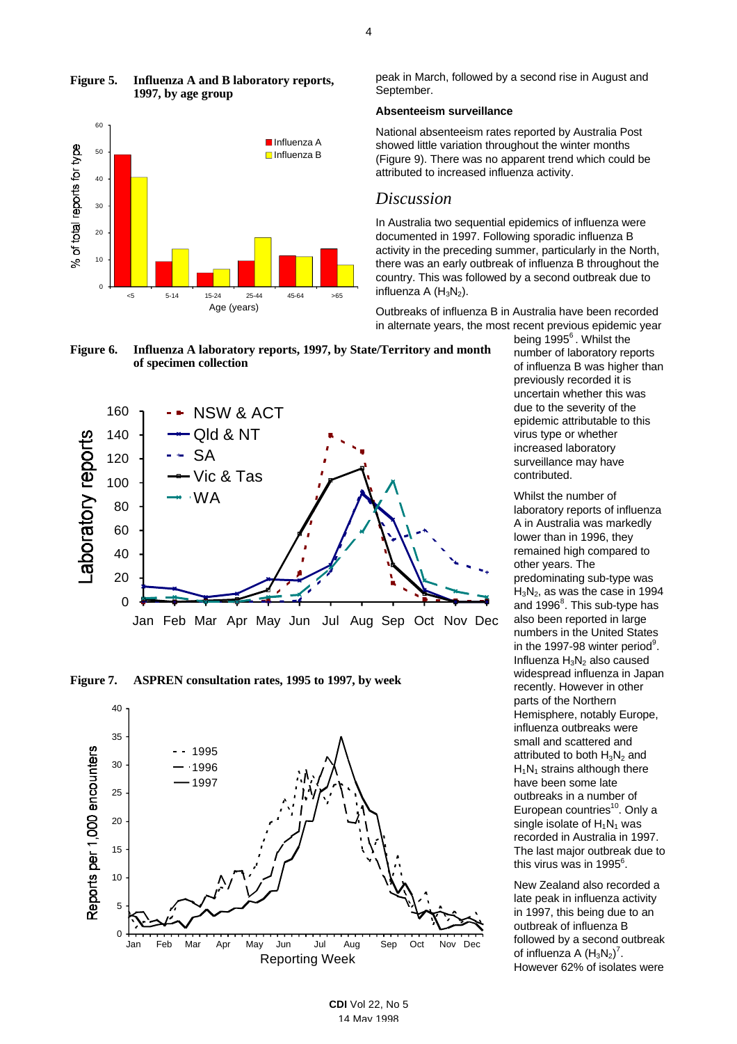**Figure 5. Influenza A and B laboratory reports, 1997, by age group**

**Figure 6. Influenza A laboratory reports, 1997, by State/Territory and month of specimen collection**

**Figure 7. ASPREN consultation rates, 1995 to 1997, by week**

peak in March, followed by a second rise in August and September.

### Absenteeism surveillance

National absenteeism rates reported by Australia Post showed little variation throughout the winter months (Figure 9). There was no apparent trend which could be attributed to increased influenza activity.

## *Discussion*

In Australia two sequential epidemics of influenza were documented in 1997. Following sporadic influenza B activity in the preceding summer, particularly in the North, there was an early outbreak of influenza B throughout the country. This was followed by a second outbreak due to influenza A ($H_3N_2$).

Outbreaks of influenza B in Australia have been recorded in alternate years, the most recent previous epidemic year being 1995[6]. Whilst the number of laboratory reports of influenza B was higher than previously recorded it is uncertain whether this was due to the severity of the epidemic attributable to this virus type or whether increased laboratory surveillance may have contributed.

Whilst the number of laboratory reports of influenza A in Australia was markedly lower than in 1996, they remained high compared to other years. The predominating sub-type was $H_3N_2$, as was the case in 1994 and 1996[8]. This sub-type has also been reported in large numbers in the United States in the 1997-98 winter period[9]. Influenza $H_3N_2$ also caused widespread influenza in Japan recently. However in other parts of the Northern Hemisphere, notably Europe, influenza outbreaks were small and scattered and attributed to both $H_3N_2$ and $H_1N_1$ strains although there have been some late outbreaks in a number of European countries[10]. Only a single isolate of $H_1N_1$ was recorded in Australia in 1997. The last major outbreak due to this virus was in 1995[6].

New Zealand also recorded a late peak in influenza activity in 1997, this being due to an outbreak of influenza B followed by a second outbreak of influenza A ($H_3N_2$)[7]. However 62% of isolates were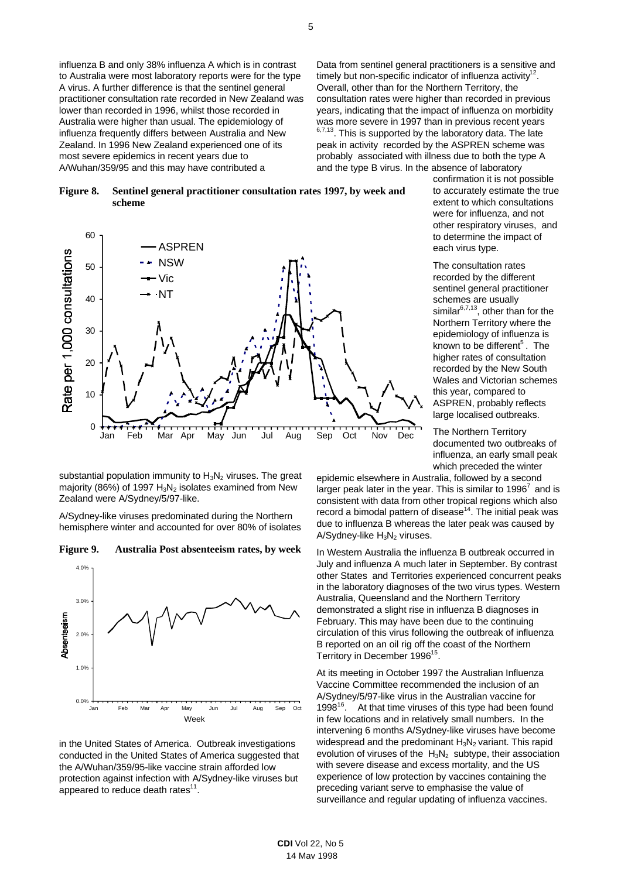influenza B and only 38% influenza A which is in contrast to Australia were most laboratory reports were for the type A virus. A further difference is that the sentinel general practitioner consultation rate recorded in New Zealand was lower than recorded in 1996, whilst those recorded in Australia were higher than usual. The epidemiology of influenza frequently differs between Australia and New Zealand. In 1996 New Zealand experienced one of its most severe epidemics in recent years due to A/Wuhan/359/95 and this may have contributed a substantial population immunity to $H_3N_2$ viruses. The great majority (86%) of 1997 $H_3N_2$ isolates examined from New Zealand were A/Sydney/5/97-like.

**Figure 8. Sentinel general practitioner consultation rates 1997, by week and scheme**

A/Sydney-like viruses predominated during the Northern hemisphere winter and accounted for over 80% of isolates in the United States of America. Outbreak investigations conducted in the United States of America suggested that the A/Wuhan/359/95-like vaccine strain afforded low protection against infection with A/Sydney-like viruses but appeared to reduce death rates[11].

**Figure 9. Australia Post absenteeism rates, by week**

Data from sentinel general practitioners is a sensitive and timely but non-specific indicator of influenza activity[12]. Overall, other than for the Northern Territory, the consultation rates were higher than recorded in previous years, indicating that the impact of influenza on morbidity was more severe in 1997 than in previous recent years [6,7,13]. This is supported by the laboratory data. The late peak in activity recorded by the ASPREN scheme was probably associated with illness due to both the type A and the type B virus. In the absence of laboratory confirmation it is not possible to accurately estimate the true extent to which consultations were for influenza, and not other respiratory viruses, and to determine the impact of each virus type.

The consultation rates recorded by the different sentinel general practitioner schemes are usually similar[6,7,13], other than for the Northern Territory where the epidemiology of influenza is known to be different[5]. The higher rates of consultation recorded by the New South Wales and Victorian schemes this year, compared to ASPREN, probably reflects large localised outbreaks.

The Northern Territory documented two outbreaks of influenza, an early small peak which preceded the winter epidemic elsewhere in Australia, followed by a second larger peak later in the year. This is similar to 1996[7] and is consistent with data from other tropical regions which also record a bimodal pattern of disease[14]. The initial peak was due to influenza B whereas the later peak was caused by A/Sydney-like $H_3N_2$ viruses.

In Western Australia the influenza B outbreak occurred in July and influenza A much later in September. By contrast other States and Territories experienced concurrent peaks in the laboratory diagnoses of the two virus types. Western Australia, Queensland and the Northern Territory demonstrated a slight rise in influenza B diagnoses in February. This may have been due to the continuing circulation of this virus following the outbreak of influenza B reported on an oil rig off the coast of the Northern Territory in December 1996[15].

At its meeting in October 1997 the Australian Influenza Vaccine Committee recommended the inclusion of an A/Sydney/5/97-like virus in the Australian vaccine for 1998[16]. At that time viruses of this type had been found in few locations and in relatively small numbers. In the intervening 6 months A/Sydney-like viruses have become widespread and the predominant $H_3N_2$ variant. This rapid evolution of viruses of the $H_3N_2$ subtype, their association with severe disease and excess mortality, and the US experience of low protection by vaccines containing the preceding variant serve to emphasise the value of surveillance and regular updating of influenza vaccines.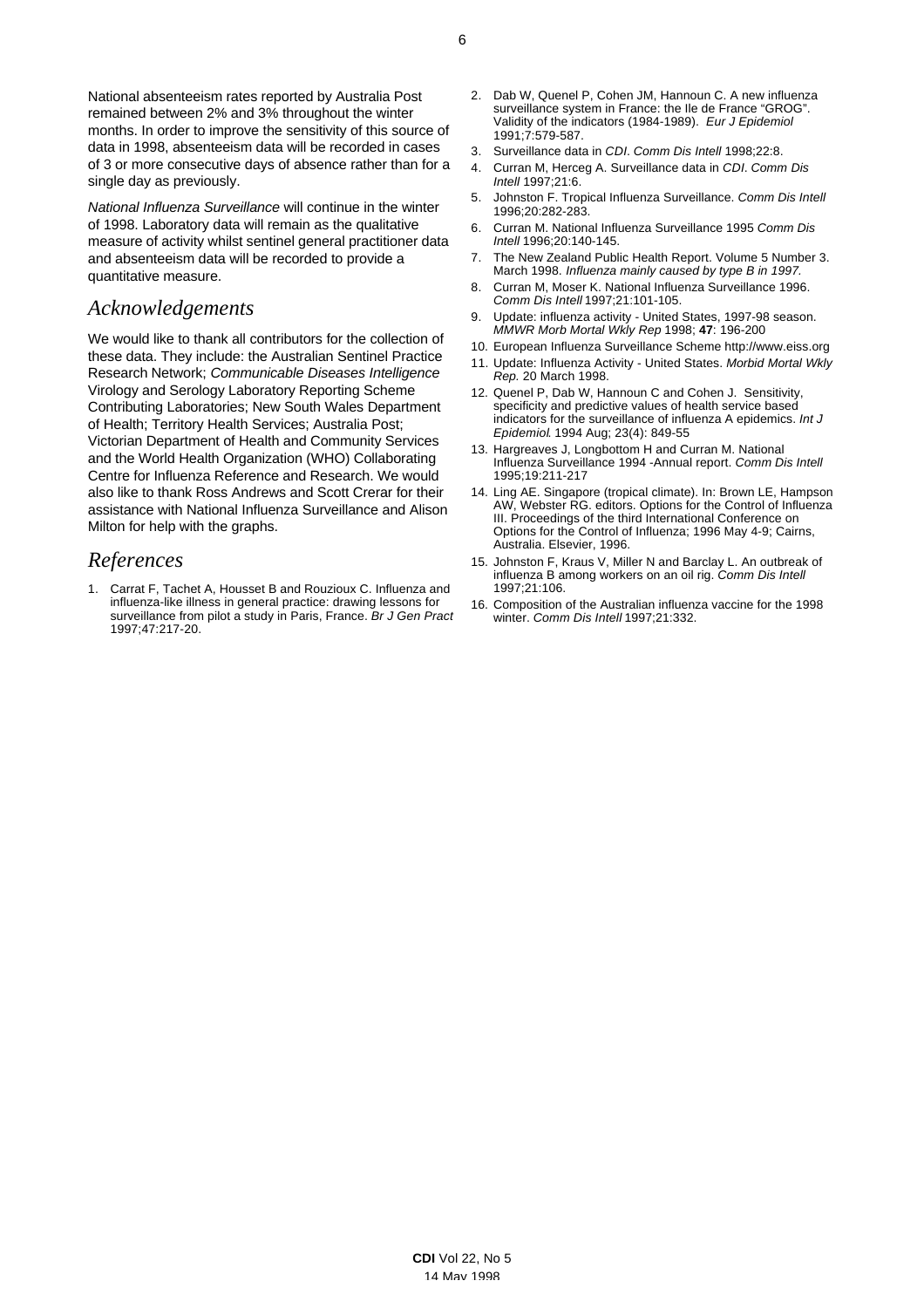National absenteeism rates reported by Australia Post remained between 2% and 3% throughout the winter months. In order to improve the sensitivity of this source of data in 1998, absenteeism data will be recorded in cases of 3 or more consecutive days of absence rather than for a single day as previously.

*National Influenza Surveillance* will continue in the winter of 1998. Laboratory data will remain as the qualitative measure of activity whilst sentinel general practitioner data and absenteeism data will be recorded to provide a quantitative measure.

## Acknowledgements

We would like to thank all contributors for the collection of these data. They include: the Australian Sentinel Practice Research Network; *Communicable Diseases Intelligence* Virology and Serology Laboratory Reporting Scheme Contributing Laboratories; New South Wales Department of Health; Territory Health Services; Australia Post; Victorian Department of Health and Community Services and the World Health Organization (WHO) Collaborating Centre for Influenza Reference and Research. We would also like to thank Ross Andrews and Scott Crerar for their assistance with National Influenza Surveillance and Alison Milton for help with the graphs.

## References

1. Carrat F, Tachet A, Housset B and Rouzioux C. Influenza and influenza-like illness in general practice: drawing lessons for surveillance from pilot a study in Paris, France. *Br J Gen Pract* 1997;47:217-20.
2. Dab W, Quenel P, Cohen JM, Hannoun C. A new influenza surveillance system in France: the Ile de France "GROG". Validity of the indicators (1984-1989). *Eur J Epidemiol* 1991;7:579-587.
3. Surveillance data in *CDI*. *Comm Dis Intell* 1998;22:8.
4. Curran M, Herceg A. Surveillance data in *CDI*. *Comm Dis Intell* 1997;21:6.
5. Johnston F. Tropical Influenza Surveillance. *Comm Dis Intell* 1996;20:282-283.
6. Curran M. National Influenza Surveillance 1995 *Comm Dis Intell* 1996;20:140-145.
7. The New Zealand Public Health Report. Volume 5 Number 3. March 1998. *Influenza mainly caused by type B in 1997.*
8. Curran M, Moser K. National Influenza Surveillance 1996. *Comm Dis Intell* 1997;21:101-105.
9. Update: influenza activity - United States, 1997-98 season. *MMWR Morb Mortal Wkly Rep* 1998; **47**: 196-200
10. European Influenza Surveillance Scheme http://www.eiss.org
11. Update: Influenza Activity - United States. *Morbid Mortal Wkly Rep.* 20 March 1998.
12. Quenel P, Dab W, Hannoun C and Cohen J. Sensitivity, specificity and predictive values of health service based indicators for the surveillance of influenza A epidemics. *Int J Epidemiol.* 1994 Aug; 23(4): 849-55
13. Hargreaves J, Longbottom H and Curran M. National Influenza Surveillance 1994 -Annual report. *Comm Dis Intell* 1995;19:211-217
14. Ling AE. Singapore (tropical climate). In: Brown LE, Hampson AW, Webster RG. editors. Options for the Control of Influenza III. Proceedings of the third International Conference on Options for the Control of Influenza; 1996 May 4-9; Cairns, Australia. Elsevier, 1996.
15. Johnston F, Kraus V, Miller N and Barclay L. An outbreak of influenza B among workers on an oil rig. *Comm Dis Intell* 1997;21:106.
16. Composition of the Australian influenza vaccine for the 1998 winter. *Comm Dis Intell* 1997;21:332.